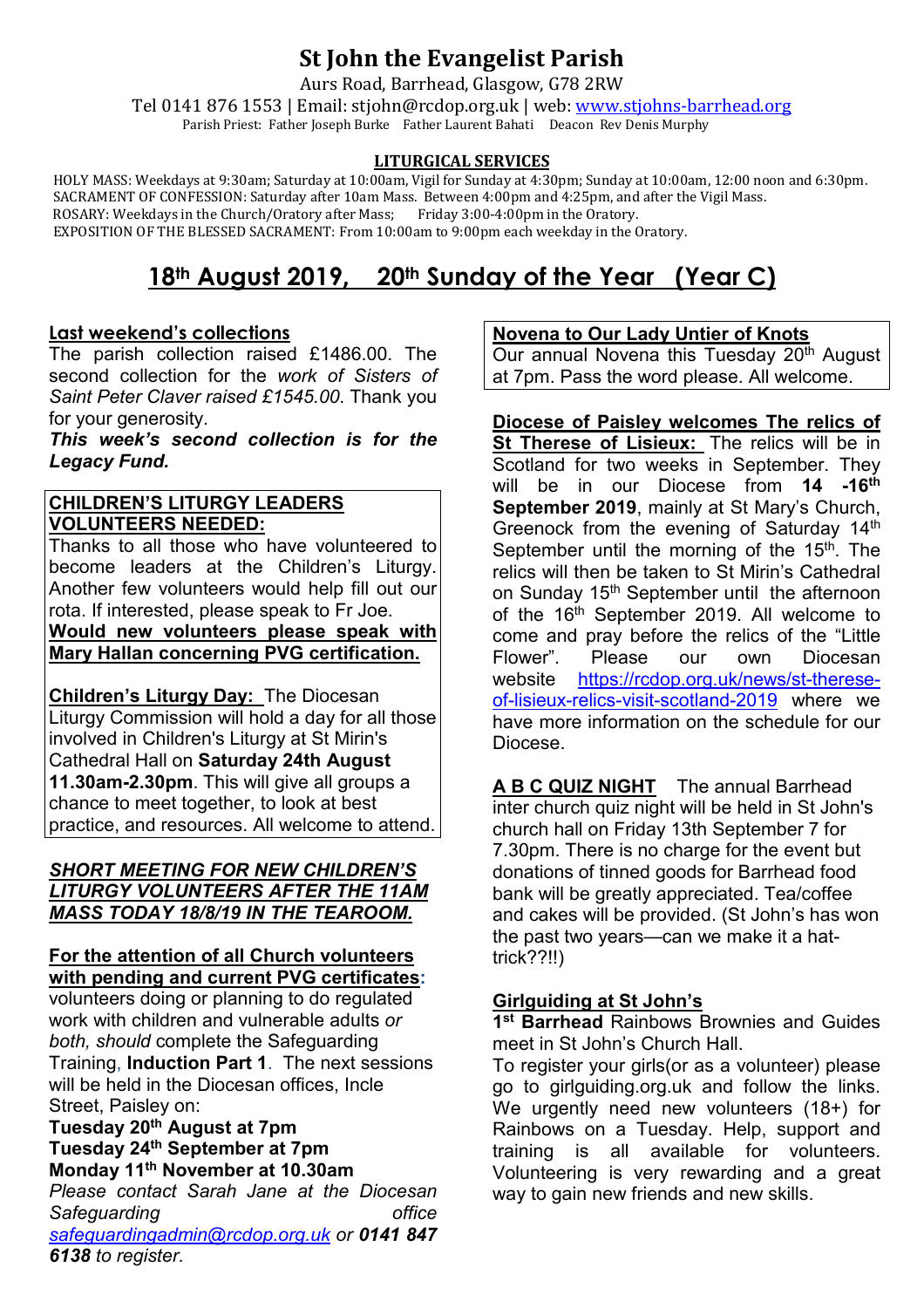# St John the Evangelist Parish

Aurs Road, Barrhead, Glasgow, G78 2RW

Tel 0141 876 1553 | Email: stjohn@rcdop.org.uk | web: www.stjohns-barrhead.org

Parish Priest: Father Joseph Burke Father Laurent Bahati Deacon Rev Denis Murphy

**LITURGICAL SERVICES**

HOLY MASS: Weekdays at 9:30am; Saturday at 10:00am, Vigil for Sunday at 4:30pm; Sunday at 10:00am, 12:00 noon and 6:30pm.
SACRAMENT OF CONFESSION: Saturday after 10am Mass. Between 4:00pm and 4:25pm, and after the Vigil Mass.
ROSARY: Weekdays in the Church/Oratory after Mass; Friday 3:00-4:00pm in the Oratory.
EXPOSITION OF THE BLESSED SACRAMENT: From 10:00am to 9:00pm each weekday in the Oratory.

## 18th August 2019, 20th Sunday of the Year (Year C)

### Last weekend's collections

The parish collection raised £1486.00. The second collection for the *work of Sisters of Saint Peter Claver raised £1545.00*. Thank you for your generosity.

***This week's second collection is for the Legacy Fund.***

### CHILDREN'S LITURGY LEADERS VOLUNTEERS NEEDED:

Thanks to all those who have volunteered to become leaders at the Children's Liturgy. Another few volunteers would help fill out our rota. If interested, please speak to Fr Joe.

**Would new volunteers please speak with Mary Hallan concerning PVG certification.**

**Children's Liturgy Day:** The Diocesan Liturgy Commission will hold a day for all those involved in Children's Liturgy at St Mirin's Cathedral Hall on **Saturday 24th August 11.30am-2.30pm**. This will give all groups a chance to meet together, to look at best practice, and resources. All welcome to attend.

***SHORT MEETING FOR NEW CHILDREN'S LITURGY VOLUNTEERS AFTER THE 11AM MASS TODAY 18/8/19 IN THE TEAROOM.***

### For the attention of all Church volunteers with pending and current PVG certificates:

volunteers doing or planning to do regulated work with children and vulnerable adults *or both, should* complete the Safeguarding Training, **Induction Part 1**. The next sessions will be held in the Diocesan offices, Incle Street, Paisley on:

**Tuesday 20th August at 7pm**
**Tuesday 24th September at 7pm**
**Monday 11th November at 10.30am**

*Please contact Sarah Jane at the Diocesan Safeguarding office safeguardingadmin@rcdop.org.uk or* ***0141 847 6138*** *to register.*

### Novena to Our Lady Untier of Knots

Our annual Novena this Tuesday 20th August at 7pm. Pass the word please. All welcome.

### Diocese of Paisley welcomes The relics of St Therese of Lisieux:

The relics will be in Scotland for two weeks in September. They will be in our Diocese from **14 -16th September 2019**, mainly at St Mary's Church, Greenock from the evening of Saturday 14th September until the morning of the 15th. The relics will then be taken to St Mirin's Cathedral on Sunday 15th September until the afternoon of the 16th September 2019. All welcome to come and pray before the relics of the "Little Flower". Please our own Diocesan website https://rcdop.org.uk/news/st-therese-of-lisieux-relics-visit-scotland-2019 where we have more information on the schedule for our Diocese.

### A B C QUIZ NIGHT

The annual Barrhead inter church quiz night will be held in St John's church hall on Friday 13th September 7 for 7.30pm. There is no charge for the event but donations of tinned goods for Barrhead food bank will be greatly appreciated. Tea/coffee and cakes will be provided. (St John's has won the past two years—can we make it a hat-trick??!!)

### Girlguiding at St John's

**1st Barrhead** Rainbows Brownies and Guides meet in St John's Church Hall.

To register your girls(or as a volunteer) please go to girlguiding.org.uk and follow the links. We urgently need new volunteers (18+) for Rainbows on a Tuesday. Help, support and training is all available for volunteers. Volunteering is very rewarding and a great way to gain new friends and new skills.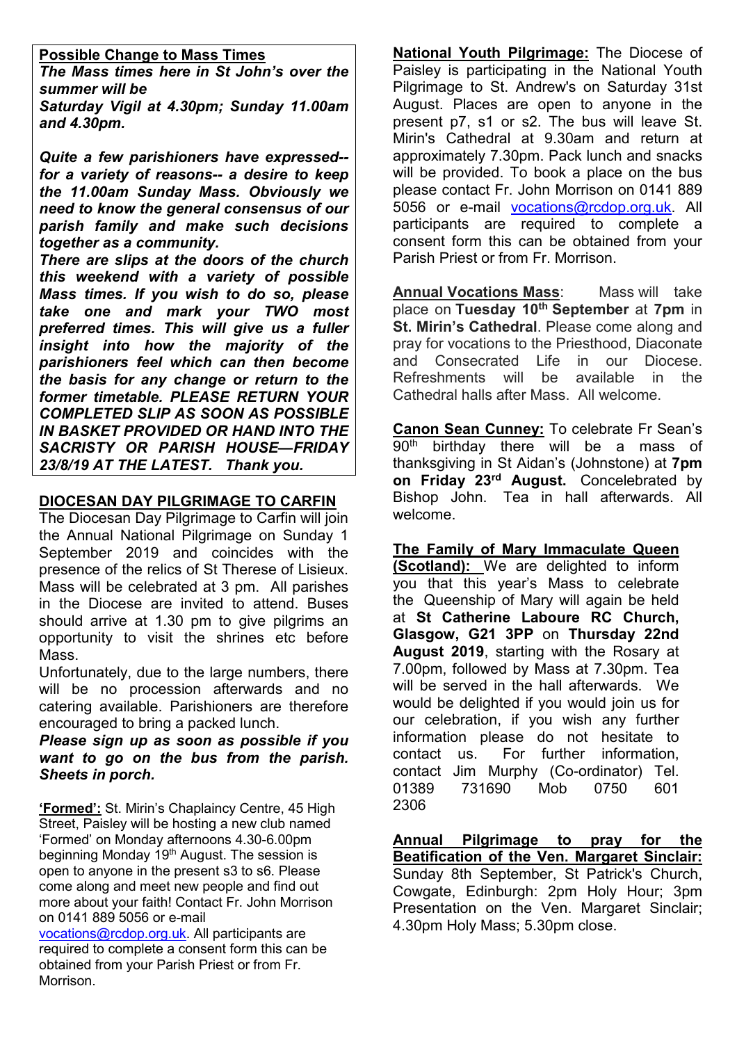**Possible Change to Mass Times**

***The Mass times here in St John's over the summer will be***
***Saturday Vigil at 4.30pm; Sunday 11.00am and 4.30pm.***

***Quite a few parishioners have expressed--for a variety of reasons-- a desire to keep the 11.00am Sunday Mass. Obviously we need to know the general consensus of our parish family and make such decisions together as a community.***
***There are slips at the doors of the church this weekend with a variety of possible Mass times. If you wish to do so, please take one and mark your TWO most preferred times. This will give us a fuller insight into how the majority of the parishioners feel which can then become the basis for any change or return to the former timetable. PLEASE RETURN YOUR COMPLETED SLIP AS SOON AS POSSIBLE IN BASKET PROVIDED OR HAND INTO THE SACRISTY OR PARISH HOUSE—FRIDAY 23/8/19 AT THE LATEST. Thank you.***

**DIOCESAN DAY PILGRIMAGE TO CARFIN**

The Diocesan Day Pilgrimage to Carfin will join the Annual National Pilgrimage on Sunday 1 September 2019 and coincides with the presence of the relics of St Therese of Lisieux. Mass will be celebrated at 3 pm. All parishes in the Diocese are invited to attend. Buses should arrive at 1.30 pm to give pilgrims an opportunity to visit the shrines etc before Mass.
Unfortunately, due to the large numbers, there will be no procession afterwards and no catering available. Parishioners are therefore encouraged to bring a packed lunch.
***Please sign up as soon as possible if you want to go on the bus from the parish. Sheets in porch.***

**'Formed':** St. Mirin's Chaplaincy Centre, 45 High Street, Paisley will be hosting a new club named 'Formed' on Monday afternoons 4.30-6.00pm beginning Monday 19th August. The session is open to anyone in the present s3 to s6. Please come along and meet new people and find out more about your faith! Contact Fr. John Morrison on 0141 889 5056 or e-mail vocations@rcdop.org.uk. All participants are required to complete a consent form this can be obtained from your Parish Priest or from Fr. Morrison.

**National Youth Pilgrimage:** The Diocese of Paisley is participating in the National Youth Pilgrimage to St. Andrew's on Saturday 31st August. Places are open to anyone in the present p7, s1 or s2. The bus will leave St. Mirin's Cathedral at 9.30am and return at approximately 7.30pm. Pack lunch and snacks will be provided. To book a place on the bus please contact Fr. John Morrison on 0141 889 5056 or e-mail vocations@rcdop.org.uk. All participants are required to complete a consent form this can be obtained from your Parish Priest or from Fr. Morrison.

**Annual Vocations Mass**: Mass will take place on **Tuesday 10th September** at **7pm** in **St. Mirin's Cathedral**. Please come along and pray for vocations to the Priesthood, Diaconate and Consecrated Life in our Diocese. Refreshments will be available in the Cathedral halls after Mass. All welcome.

**Canon Sean Cunney:** To celebrate Fr Sean's 90th birthday there will be a mass of thanksgiving in St Aidan's (Johnstone) at **7pm on Friday 23rd August.** Concelebrated by Bishop John. Tea in hall afterwards. All welcome.

**The Family of Mary Immaculate Queen (Scotland):** We are delighted to inform you that this year's Mass to celebrate the Queenship of Mary will again be held at **St Catherine Laboure RC Church, Glasgow, G21 3PP** on **Thursday 22nd August 2019**, starting with the Rosary at 7.00pm, followed by Mass at 7.30pm. Tea will be served in the hall afterwards. We would be delighted if you would join us for our celebration, if you wish any further information please do not hesitate to contact us. For further information, contact Jim Murphy (Co-ordinator) Tel. 01389 731690 Mob 0750 601 2306

**Annual Pilgrimage to pray for the Beatification of the Ven. Margaret Sinclair:** Sunday 8th September, St Patrick's Church, Cowgate, Edinburgh: 2pm Holy Hour; 3pm Presentation on the Ven. Margaret Sinclair; 4.30pm Holy Mass; 5.30pm close.